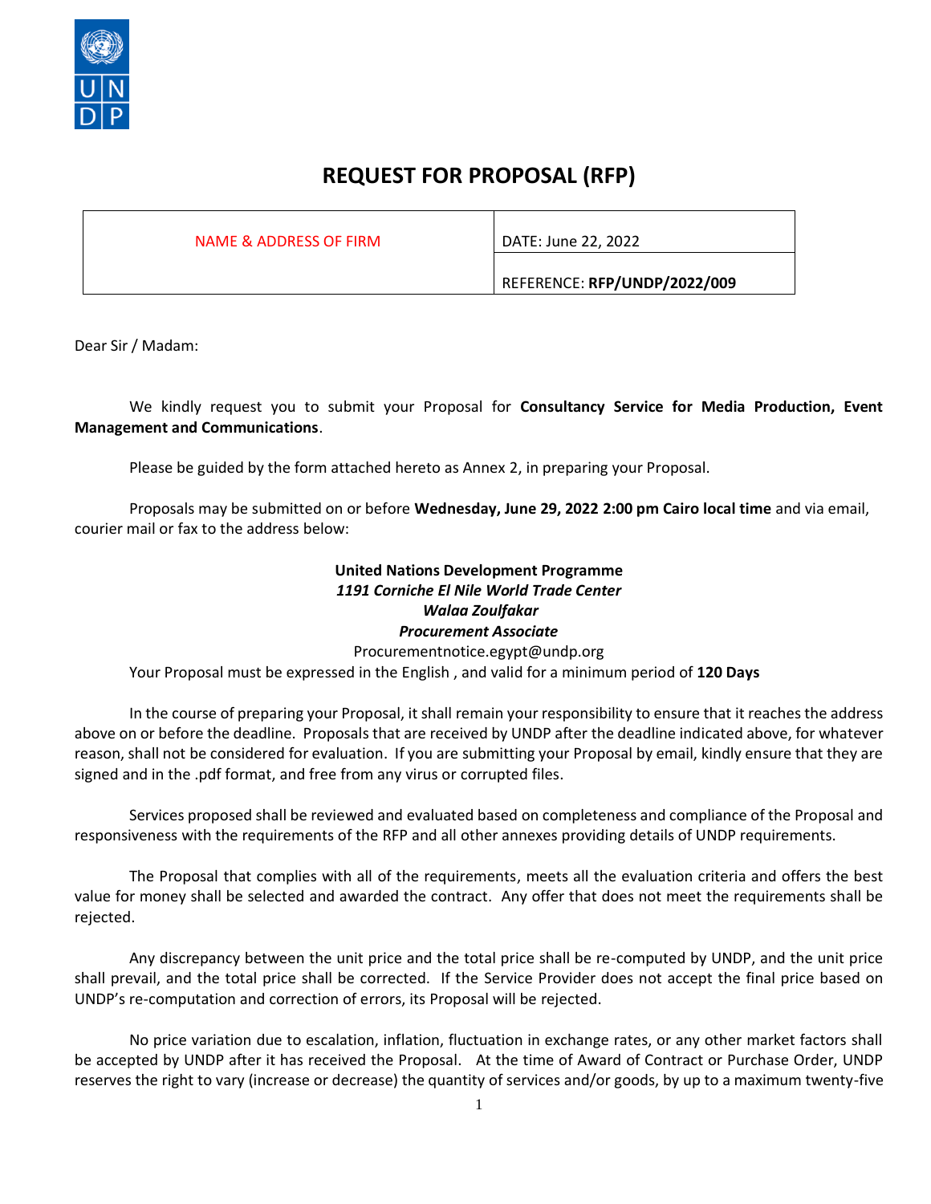# REQUEST FOR PROPOSAL (RFP)

| NAME & ADDRESS OF FIRM | DATE: June 22, 2022 |
|---|---|
| | REFERENCE: **RFP/UNDP/2022/009** |

Dear Sir / Madam:

We kindly request you to submit your Proposal for **Consultancy Service for Media Production, Event Management and Communications**.

Please be guided by the form attached hereto as Annex 2, in preparing your Proposal.

Proposals may be submitted on or before **Wednesday, June 29, 2022 2:00 pm Cairo local time** and via email, courier mail or fax to the address below:

**United Nations Development Programme**
***1191 Corniche El Nile World Trade Center***
***Walaa Zoulfakar***
***Procurement Associate***
Procurementnotice.egypt@undp.org

Your Proposal must be expressed in the English , and valid for a minimum period of **120 Days**

In the course of preparing your Proposal, it shall remain your responsibility to ensure that it reaches the address above on or before the deadline. Proposals that are received by UNDP after the deadline indicated above, for whatever reason, shall not be considered for evaluation. If you are submitting your Proposal by email, kindly ensure that they are signed and in the .pdf format, and free from any virus or corrupted files.

Services proposed shall be reviewed and evaluated based on completeness and compliance of the Proposal and responsiveness with the requirements of the RFP and all other annexes providing details of UNDP requirements.

The Proposal that complies with all of the requirements, meets all the evaluation criteria and offers the best value for money shall be selected and awarded the contract. Any offer that does not meet the requirements shall be rejected.

Any discrepancy between the unit price and the total price shall be re-computed by UNDP, and the unit price shall prevail, and the total price shall be corrected. If the Service Provider does not accept the final price based on UNDP's re-computation and correction of errors, its Proposal will be rejected.

No price variation due to escalation, inflation, fluctuation in exchange rates, or any other market factors shall be accepted by UNDP after it has received the Proposal. At the time of Award of Contract or Purchase Order, UNDP reserves the right to vary (increase or decrease) the quantity of services and/or goods, by up to a maximum twenty-five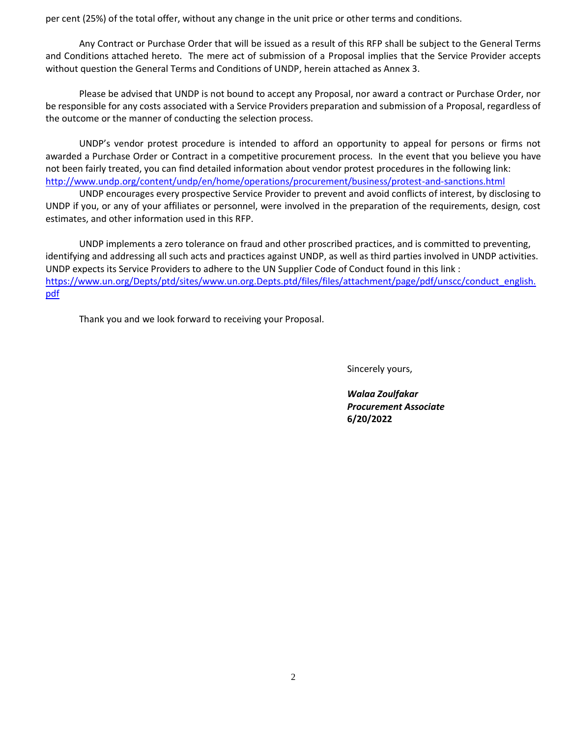per cent (25%) of the total offer, without any change in the unit price or other terms and conditions.

Any Contract or Purchase Order that will be issued as a result of this RFP shall be subject to the General Terms and Conditions attached hereto. The mere act of submission of a Proposal implies that the Service Provider accepts without question the General Terms and Conditions of UNDP, herein attached as Annex 3.

Please be advised that UNDP is not bound to accept any Proposal, nor award a contract or Purchase Order, nor be responsible for any costs associated with a Service Providers preparation and submission of a Proposal, regardless of the outcome or the manner of conducting the selection process.

UNDP's vendor protest procedure is intended to afford an opportunity to appeal for persons or firms not awarded a Purchase Order or Contract in a competitive procurement process. In the event that you believe you have not been fairly treated, you can find detailed information about vendor protest procedures in the following link: [http://www.undp.org/content/undp/en/home/operations/procurement/business/protest-and-sanctions.html](http://www.undp.org/content/undp/en/home/operations/procurement/business/protest-and-sanctions.html)

UNDP encourages every prospective Service Provider to prevent and avoid conflicts of interest, by disclosing to UNDP if you, or any of your affiliates or personnel, were involved in the preparation of the requirements, design, cost estimates, and other information used in this RFP.

UNDP implements a zero tolerance on fraud and other proscribed practices, and is committed to preventing, identifying and addressing all such acts and practices against UNDP, as well as third parties involved in UNDP activities. UNDP expects its Service Providers to adhere to the UN Supplier Code of Conduct found in this link : [https://www.un.org/Depts/ptd/sites/www.un.org.Depts.ptd/files/files/attachment/page/pdf/unscc/conduct_english.pdf](https://www.un.org/Depts/ptd/sites/www.un.org.Depts.ptd/files/files/attachment/page/pdf/unscc/conduct_english.pdf)

Thank you and we look forward to receiving your Proposal.

Sincerely yours,

***Walaa Zoulfakar***
***Procurement Associate***
**6/20/2022**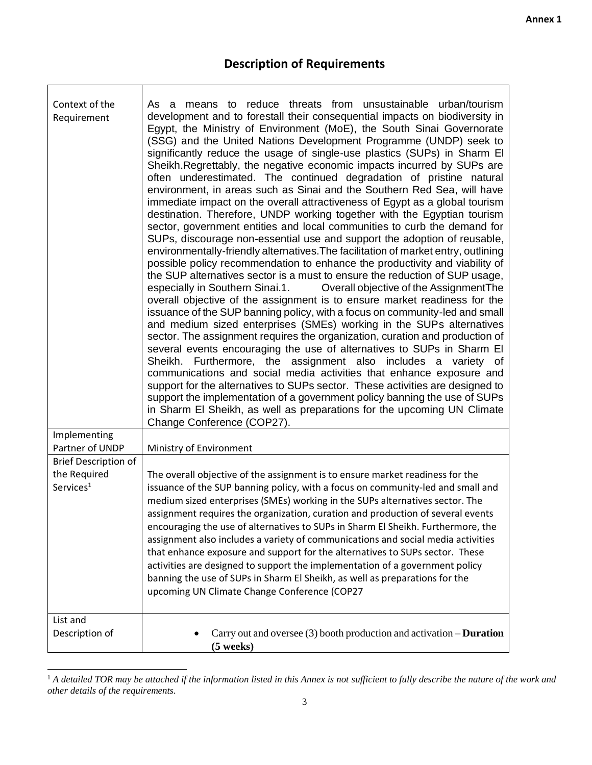**Annex 1**

## Description of Requirements

| | |
|---|---|
| Context of the Requirement | As a means to reduce threats from unsustainable urban/tourism development and to forestall their consequential impacts on biodiversity in Egypt, the Ministry of Environment (MoE), the South Sinai Governorate (SSG) and the United Nations Development Programme (UNDP) seek to significantly reduce the usage of single-use plastics (SUPs) in Sharm El Sheikh.Regrettably, the negative economic impacts incurred by SUPs are often underestimated. The continued degradation of pristine natural environment, in areas such as Sinai and the Southern Red Sea, will have immediate impact on the overall attractiveness of Egypt as a global tourism destination. Therefore, UNDP working together with the Egyptian tourism sector, government entities and local communities to curb the demand for SUPs, discourage non-essential use and support the adoption of reusable, environmentally-friendly alternatives.The facilitation of market entry, outlining possible policy recommendation to enhance the productivity and viability of the SUP alternatives sector is a must to ensure the reduction of SUP usage, especially in Southern Sinai.1. Overall objective of the AssignmentThe overall objective of the assignment is to ensure market readiness for the issuance of the SUP banning policy, with a focus on community-led and small and medium sized enterprises (SMEs) working in the SUPs alternatives sector. The assignment requires the organization, curation and production of several events encouraging the use of alternatives to SUPs in Sharm El Sheikh. Furthermore, the assignment also includes a variety of communications and social media activities that enhance exposure and support for the alternatives to SUPs sector. These activities are designed to support the implementation of a government policy banning the use of SUPs in Sharm El Sheikh, as well as preparations for the upcoming UN Climate Change Conference (COP27). |
| Implementing Partner of UNDP | Ministry of Environment |
| Brief Description of the Required Services[1] | The overall objective of the assignment is to ensure market readiness for the issuance of the SUP banning policy, with a focus on community-led and small and medium sized enterprises (SMEs) working in the SUPs alternatives sector. The assignment requires the organization, curation and production of several events encouraging the use of alternatives to SUPs in Sharm El Sheikh. Furthermore, the assignment also includes a variety of communications and social media activities that enhance exposure and support for the alternatives to SUPs sector. These activities are designed to support the implementation of a government policy banning the use of SUPs in Sharm El Sheikh, as well as preparations for the upcoming UN Climate Change Conference (COP27 |
| List and Description of | • Carry out and oversee (3) booth production and activation – **Duration (5 weeks)** |

[1] *A detailed TOR may be attached if the information listed in this Annex is not sufficient to fully describe the nature of the work and other details of the requirements.*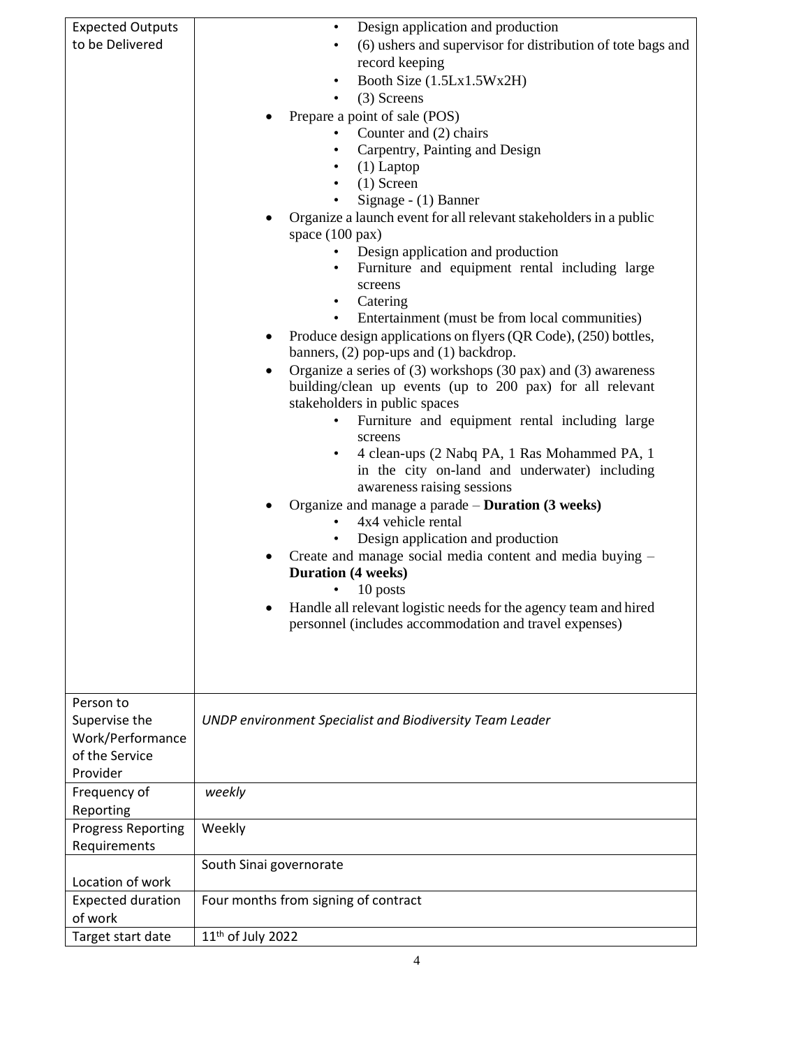| Expected Outputs to be Delivered | <ul><li>Design application and production</li><li>(6) ushers and supervisor for distribution of tote bags and record keeping</li><li>Booth Size (1.5Lx1.5Wx2H)</li><li>(3) Screens</li></ul><ul><li>Prepare a point of sale (POS)<ul><li>Counter and (2) chairs</li><li>Carpentry, Painting and Design</li><li>(1) Laptop</li><li>(1) Screen</li><li>Signage - (1) Banner</li></ul></li><li>Organize a launch event for all relevant stakeholders in a public space (100 pax)<ul><li>Design application and production</li><li>Furniture and equipment rental including large screens</li><li>Catering</li><li>Entertainment (must be from local communities)</li></ul></li><li>Produce design applications on flyers (QR Code), (250) bottles, banners, (2) pop-ups and (1) backdrop.</li><li>Organize a series of (3) workshops (30 pax) and (3) awareness building/clean up events (up to 200 pax) for all relevant stakeholders in public spaces<ul><li>Furniture and equipment rental including large screens</li><li>4 clean-ups (2 Nabq PA, 1 Ras Mohammed PA, 1 in the city on-land and underwater) including awareness raising sessions</li></ul></li><li>Organize and manage a parade – **Duration (3 weeks)**<ul><li>4x4 vehicle rental</li><li>Design application and production</li></ul></li><li>Create and manage social media content and media buying – **Duration (4 weeks)**<ul><li>10 posts</li></ul></li><li>Handle all relevant logistic needs for the agency team and hired personnel (includes accommodation and travel expenses)</li></ul> |
|---|---|
| Person to Supervise the Work/Performance of the Service Provider | *UNDP environment Specialist and Biodiversity Team Leader* |
| Frequency of Reporting | *weekly* |
| Progress Reporting Requirements | Weekly |
| Location of work | South Sinai governorate |
| Expected duration of work | Four months from signing of contract |
| Target start date | 11th of July 2022 |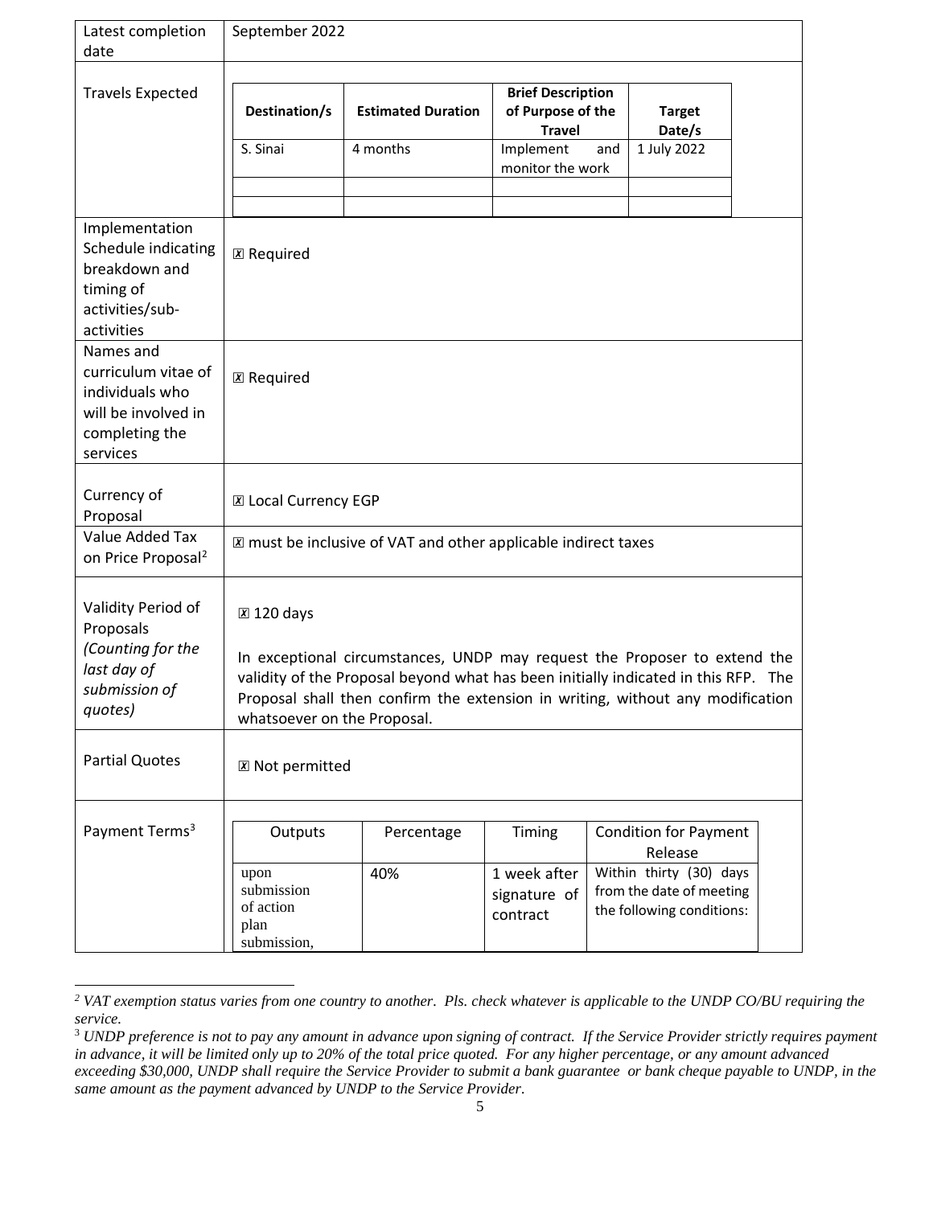| Latest completion date | September 2022 |
|---|---|
| Travels Expected | **Destination/s**: S. Sinai; **Estimated Duration**: 4 months; **Brief Description of Purpose of the Travel**: Implement and monitor the work; **Target Date/s**: 1 July 2022 |
| Implementation Schedule indicating breakdown and timing of activities/sub-activities | ☒ Required |
| Names and curriculum vitae of individuals who will be involved in completing the services | ☒ Required |
| Currency of Proposal | ☒ Local Currency EGP |
| Value Added Tax on Price Proposal[2] | ☒ must be inclusive of VAT and other applicable indirect taxes |
| Validity Period of Proposals *(Counting for the last day of submission of quotes)* | ☒ 120 days<br><br>In exceptional circumstances, UNDP may request the Proposer to extend the validity of the Proposal beyond what has been initially indicated in this RFP. The Proposal shall then confirm the extension in writing, without any modification whatsoever on the Proposal. |
| Partial Quotes | ☒ Not permitted |
| Payment Terms[3] | See table below |

**Travels Expected**

| Destination/s | Estimated Duration | Brief Description of Purpose of the Travel | Target Date/s |
|---|---|---|---|
| S. Sinai | 4 months | Implement and monitor the work | 1 July 2022 |
| | | | |
| | | | |

**Payment Terms[3]**

| Outputs | Percentage | Timing | Condition for Payment Release |
|---|---|---|---|
| upon submission of action plan submission, | 40% | 1 week after signature of contract | Within thirty (30) days from the date of meeting the following conditions: |

---

[2] *VAT exemption status varies from one country to another. Pls. check whatever is applicable to the UNDP CO/BU requiring the service.*

[3] *UNDP preference is not to pay any amount in advance upon signing of contract. If the Service Provider strictly requires payment in advance, it will be limited only up to 20% of the total price quoted. For any higher percentage, or any amount advanced exceeding $30,000, UNDP shall require the Service Provider to submit a bank guarantee or bank cheque payable to UNDP, in the same amount as the payment advanced by UNDP to the Service Provider.*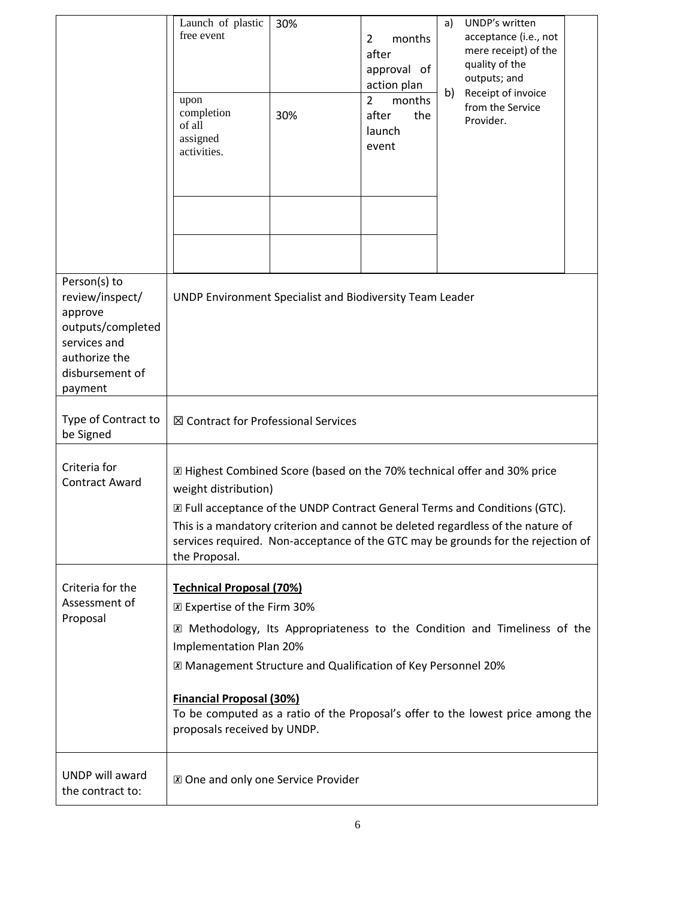| | | | | |
|---|---|---|---|---|
| | Launch of plastic free event | 30% | 2 months after approval of action plan | a) UNDP's written acceptance (i.e., not mere receipt) of the quality of the outputs; and<br>b) Receipt of invoice from the Service Provider. |
| | upon completion of all assigned activities. | 30% | 2 months after the launch event | |
| | | | | |
| | | | | |
| Person(s) to review/inspect/ approve outputs/completed services and authorize the disbursement of payment | UNDP Environment Specialist and Biodiversity Team Leader | | | |
| Type of Contract to be Signed | ☒ Contract for Professional Services | | | |
| Criteria for Contract Award | ☒ Highest Combined Score (based on the 70% technical offer and 30% price weight distribution)<br>☒ Full acceptance of the UNDP Contract General Terms and Conditions (GTC). This is a mandatory criterion and cannot be deleted regardless of the nature of services required. Non-acceptance of the GTC may be grounds for the rejection of the Proposal. | | | |
| Criteria for the Assessment of Proposal | **Technical Proposal (70%)**<br>☒ Expertise of the Firm 30%<br>☒ Methodology, Its Appropriateness to the Condition and Timeliness of the Implementation Plan 20%<br>☒ Management Structure and Qualification of Key Personnel 20%<br><br>**Financial Proposal (30%)**<br>To be computed as a ratio of the Proposal's offer to the lowest price among the proposals received by UNDP. | | | |
| UNDP will award the contract to: | ☒ One and only one Service Provider | | | |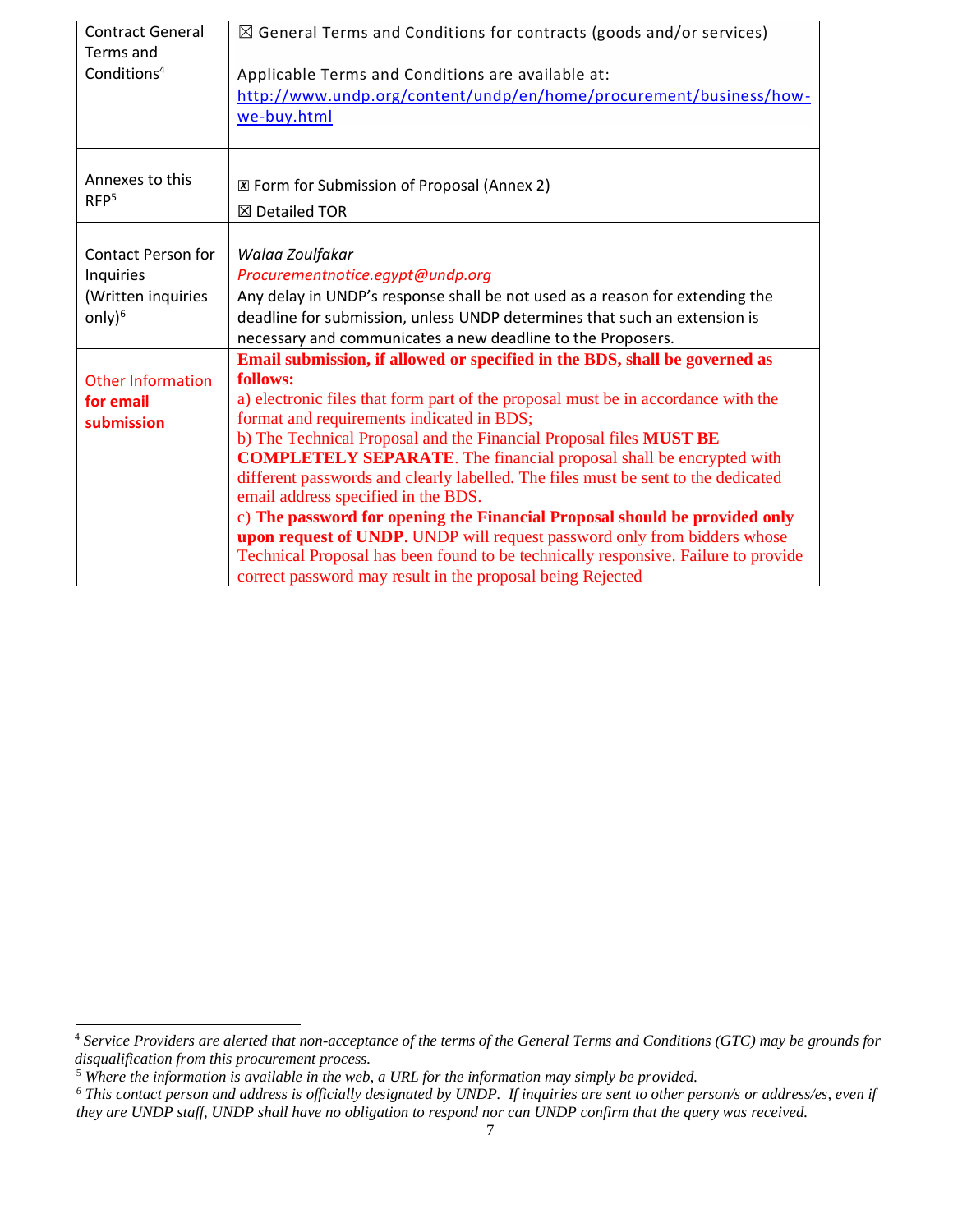| | |
|---|---|
| Contract General Terms and Conditions[4] | ☒ General Terms and Conditions for contracts (goods and/or services)<br><br>Applicable Terms and Conditions are available at: http://www.undp.org/content/undp/en/home/procurement/business/how-we-buy.html |
| Annexes to this RFP[5] | ☒ Form for Submission of Proposal (Annex 2)<br>☒ Detailed TOR |
| Contact Person for Inquiries (Written inquiries only)[6] | *Walaa Zoulfakar*<br>*Procurementnotice.egypt@undp.org*<br>Any delay in UNDP's response shall be not used as a reason for extending the deadline for submission, unless UNDP determines that such an extension is necessary and communicates a new deadline to the Proposers. |
| Other Information **for email submission** | **Email submission, if allowed or specified in the BDS, shall be governed as follows:**<br>a) electronic files that form part of the proposal must be in accordance with the format and requirements indicated in BDS;<br>b) The Technical Proposal and the Financial Proposal files **MUST BE COMPLETELY SEPARATE**. The financial proposal shall be encrypted with different passwords and clearly labelled. The files must be sent to the dedicated email address specified in the BDS.<br>c) **The password for opening the Financial Proposal should be provided only upon request of UNDP**. UNDP will request password only from bidders whose Technical Proposal has been found to be technically responsive. Failure to provide correct password may result in the proposal being Rejected |

[4] *Service Providers are alerted that non-acceptance of the terms of the General Terms and Conditions (GTC) may be grounds for disqualification from this procurement process.*

[5] *Where the information is available in the web, a URL for the information may simply be provided.*

[6] *This contact person and address is officially designated by UNDP. If inquiries are sent to other person/s or address/es, even if they are UNDP staff, UNDP shall have no obligation to respond nor can UNDP confirm that the query was received.*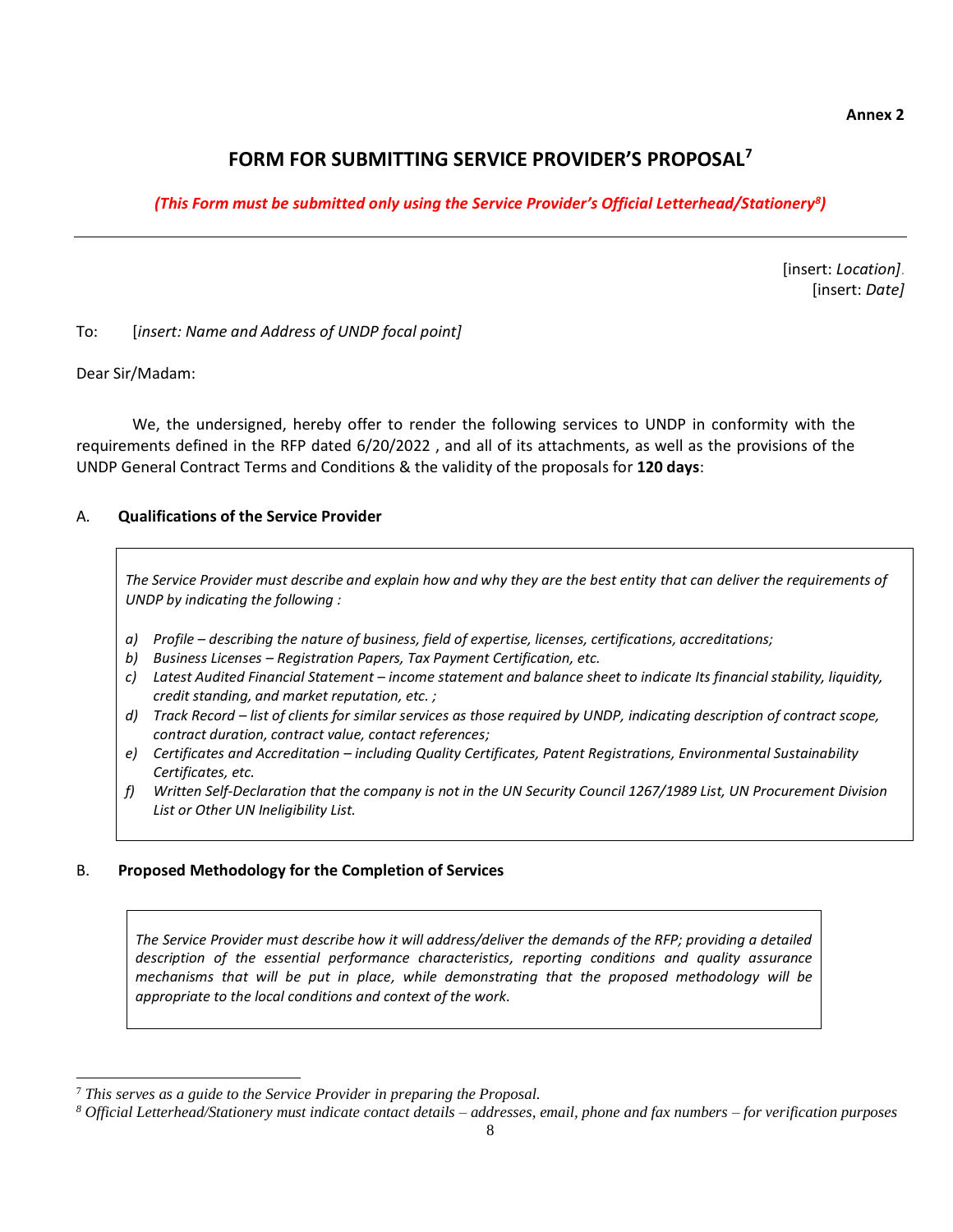**Annex 2**

# FORM FOR SUBMITTING SERVICE PROVIDER'S PROPOSAL[7]

***(This Form must be submitted only using the Service Provider's Official Letterhead/Stationery[8])***

---

[insert: *Location]*.
[insert: *Date]*

To: [*insert: Name and Address of UNDP focal point]*

Dear Sir/Madam:

We, the undersigned, hereby offer to render the following services to UNDP in conformity with the requirements defined in the RFP dated 6/20/2022 , and all of its attachments, as well as the provisions of the UNDP General Contract Terms and Conditions & the validity of the proposals for **120 days**:

## A. Qualifications of the Service Provider

*The Service Provider must describe and explain how and why they are the best entity that can deliver the requirements of UNDP by indicating the following :*

*a) Profile – describing the nature of business, field of expertise, licenses, certifications, accreditations;*
*b) Business Licenses – Registration Papers, Tax Payment Certification, etc.*
*c) Latest Audited Financial Statement – income statement and balance sheet to indicate Its financial stability, liquidity, credit standing, and market reputation, etc. ;*
*d) Track Record – list of clients for similar services as those required by UNDP, indicating description of contract scope, contract duration, contract value, contact references;*
*e) Certificates and Accreditation – including Quality Certificates, Patent Registrations, Environmental Sustainability Certificates, etc.*
*f) Written Self-Declaration that the company is not in the UN Security Council 1267/1989 List, UN Procurement Division List or Other UN Ineligibility List.*

## B. Proposed Methodology for the Completion of Services

*The Service Provider must describe how it will address/deliver the demands of the RFP; providing a detailed description of the essential performance characteristics, reporting conditions and quality assurance mechanisms that will be put in place, while demonstrating that the proposed methodology will be appropriate to the local conditions and context of the work.*

---

[7] *This serves as a guide to the Service Provider in preparing the Proposal.*

[8] *Official Letterhead/Stationery must indicate contact details – addresses, email, phone and fax numbers – for verification purposes*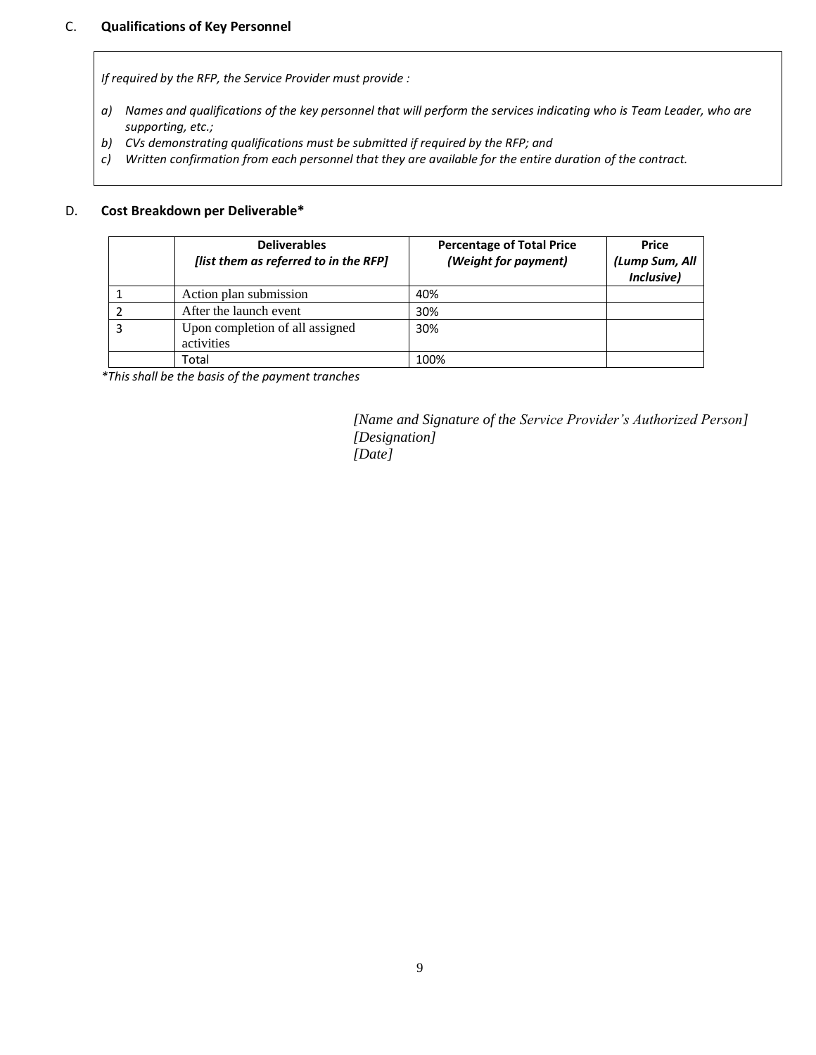## C. **Qualifications of Key Personnel**

*If required by the RFP, the Service Provider must provide :*

*a) Names and qualifications of the key personnel that will perform the services indicating who is Team Leader, who are supporting, etc.;*
*b) CVs demonstrating qualifications must be submitted if required by the RFP; and*
*c) Written confirmation from each personnel that they are available for the entire duration of the contract.*

## D. **Cost Breakdown per Deliverable***

| | **Deliverables** *[list them as referred to in the RFP]* | **Percentage of Total Price** *(Weight for payment)* | **Price** *(Lump Sum, All Inclusive)* |
|---|---|---|---|
| 1 | Action plan submission | 40% | |
| 2 | After the launch event | 30% | |
| 3 | Upon completion of all assigned activities | 30% | |
| | Total | 100% | |

**This shall be the basis of the payment tranches*

*[Name and Signature of the Service Provider's Authorized Person]*
*[Designation]*
*[Date]*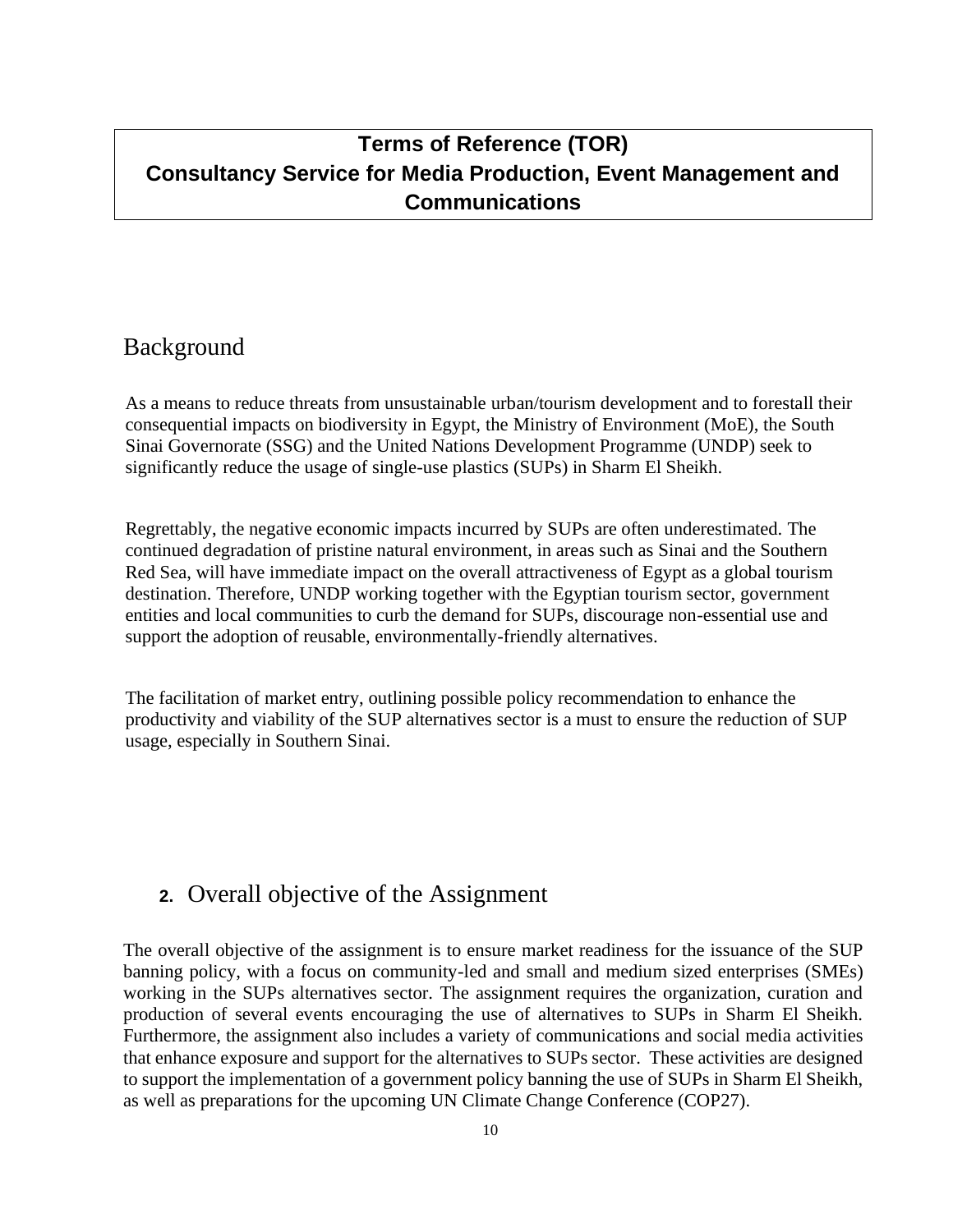# Terms of Reference (TOR)
# Consultancy Service for Media Production, Event Management and Communications

## Background

As a means to reduce threats from unsustainable urban/tourism development and to forestall their consequential impacts on biodiversity in Egypt, the Ministry of Environment (MoE), the South Sinai Governorate (SSG) and the United Nations Development Programme (UNDP) seek to significantly reduce the usage of single-use plastics (SUPs) in Sharm El Sheikh.

Regrettably, the negative economic impacts incurred by SUPs are often underestimated. The continued degradation of pristine natural environment, in areas such as Sinai and the Southern Red Sea, will have immediate impact on the overall attractiveness of Egypt as a global tourism destination. Therefore, UNDP working together with the Egyptian tourism sector, government entities and local communities to curb the demand for SUPs, discourage non-essential use and support the adoption of reusable, environmentally-friendly alternatives.

The facilitation of market entry, outlining possible policy recommendation to enhance the productivity and viability of the SUP alternatives sector is a must to ensure the reduction of SUP usage, especially in Southern Sinai.

## 2. Overall objective of the Assignment

The overall objective of the assignment is to ensure market readiness for the issuance of the SUP banning policy, with a focus on community-led and small and medium sized enterprises (SMEs) working in the SUPs alternatives sector. The assignment requires the organization, curation and production of several events encouraging the use of alternatives to SUPs in Sharm El Sheikh. Furthermore, the assignment also includes a variety of communications and social media activities that enhance exposure and support for the alternatives to SUPs sector. These activities are designed to support the implementation of a government policy banning the use of SUPs in Sharm El Sheikh, as well as preparations for the upcoming UN Climate Change Conference (COP27).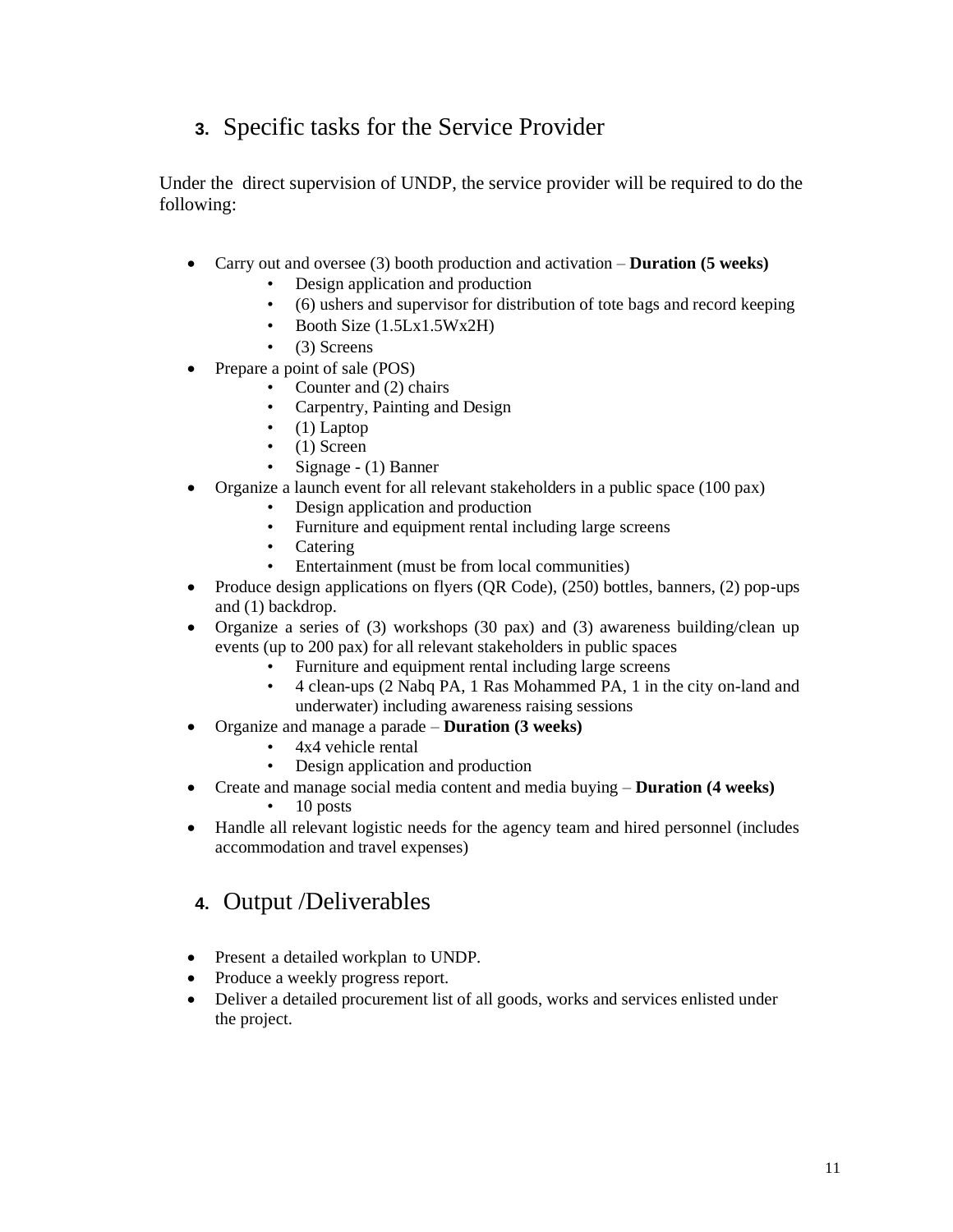## 3. Specific tasks for the Service Provider

Under the direct supervision of UNDP, the service provider will be required to do the following:

- Carry out and oversee (3) booth production and activation – **Duration (5 weeks)**
  - Design application and production
  - (6) ushers and supervisor for distribution of tote bags and record keeping
  - Booth Size (1.5Lx1.5Wx2H)
  - (3) Screens
- Prepare a point of sale (POS)
  - Counter and (2) chairs
  - Carpentry, Painting and Design
  - (1) Laptop
  - (1) Screen
  - Signage - (1) Banner
- Organize a launch event for all relevant stakeholders in a public space (100 pax)
  - Design application and production
  - Furniture and equipment rental including large screens
  - Catering
  - Entertainment (must be from local communities)
- Produce design applications on flyers (QR Code), (250) bottles, banners, (2) pop-ups and (1) backdrop.
- Organize a series of (3) workshops (30 pax) and (3) awareness building/clean up events (up to 200 pax) for all relevant stakeholders in public spaces
  - Furniture and equipment rental including large screens
  - 4 clean-ups (2 Nabq PA, 1 Ras Mohammed PA, 1 in the city on-land and underwater) including awareness raising sessions
- Organize and manage a parade – **Duration (3 weeks)**
  - 4x4 vehicle rental
  - Design application and production
- Create and manage social media content and media buying – **Duration (4 weeks)**
  - 10 posts
- Handle all relevant logistic needs for the agency team and hired personnel (includes accommodation and travel expenses)

## 4. Output /Deliverables

- Present a detailed workplan to UNDP.
- Produce a weekly progress report.
- Deliver a detailed procurement list of all goods, works and services enlisted under the project.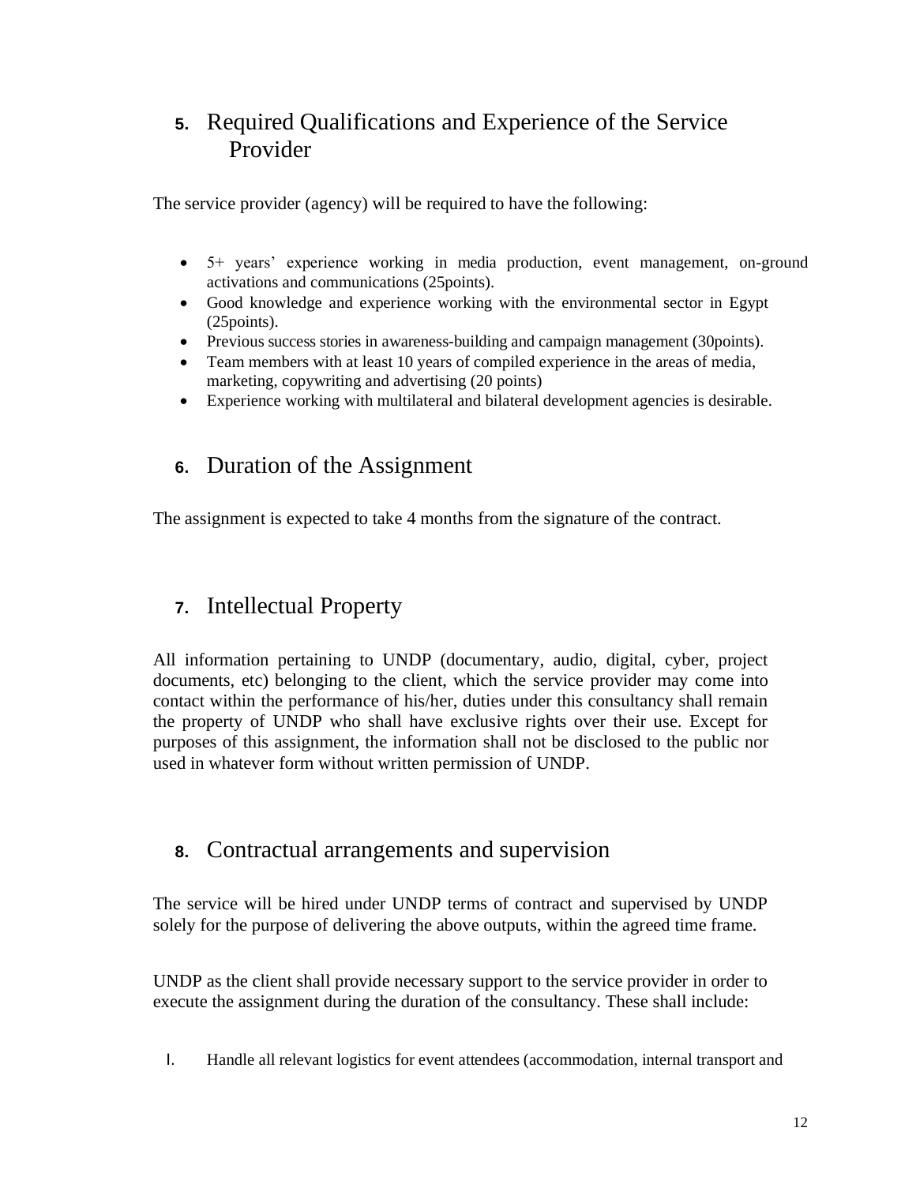## 5. Required Qualifications and Experience of the Service Provider

The service provider (agency) will be required to have the following:

- 5+ years' experience working in media production, event management, on-ground activations and communications (25points).
- Good knowledge and experience working with the environmental sector in Egypt (25points).
- Previous success stories in awareness-building and campaign management (30points).
- Team members with at least 10 years of compiled experience in the areas of media, marketing, copywriting and advertising (20 points)
- Experience working with multilateral and bilateral development agencies is desirable.

## 6. Duration of the Assignment

The assignment is expected to take 4 months from the signature of the contract.

## 7. Intellectual Property

All information pertaining to UNDP (documentary, audio, digital, cyber, project documents, etc) belonging to the client, which the service provider may come into contact within the performance of his/her, duties under this consultancy shall remain the property of UNDP who shall have exclusive rights over their use. Except for purposes of this assignment, the information shall not be disclosed to the public nor used in whatever form without written permission of UNDP.

## 8. Contractual arrangements and supervision

The service will be hired under UNDP terms of contract and supervised by UNDP solely for the purpose of delivering the above outputs, within the agreed time frame.

UNDP as the client shall provide necessary support to the service provider in order to execute the assignment during the duration of the consultancy. These shall include:

I. Handle all relevant logistics for event attendees (accommodation, internal transport and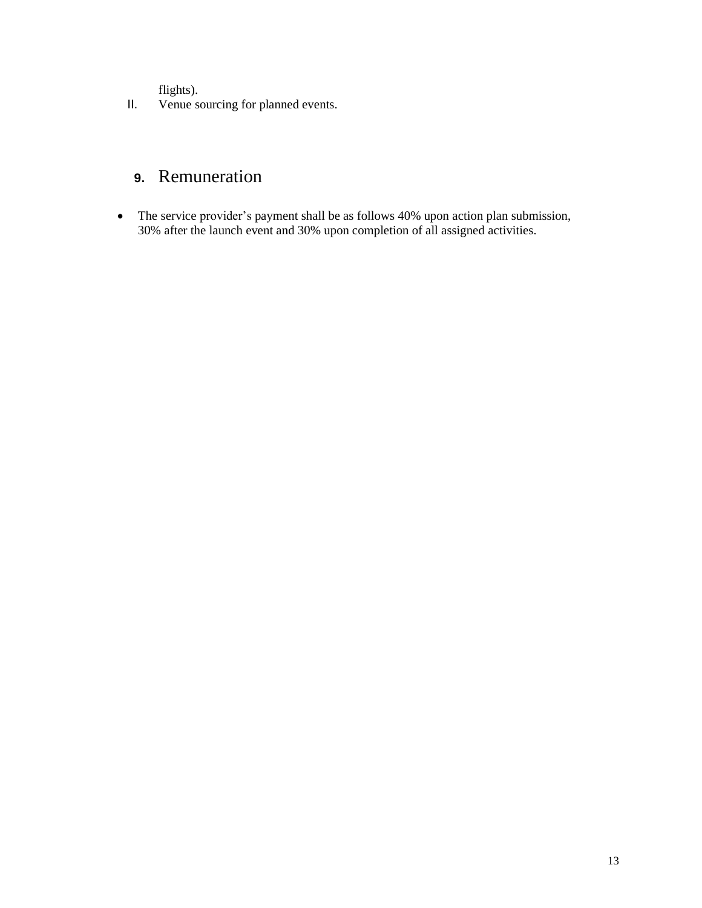flights).

II. Venue sourcing for planned events.

## 9. Remuneration

- The service provider's payment shall be as follows 40% upon action plan submission, 30% after the launch event and 30% upon completion of all assigned activities.